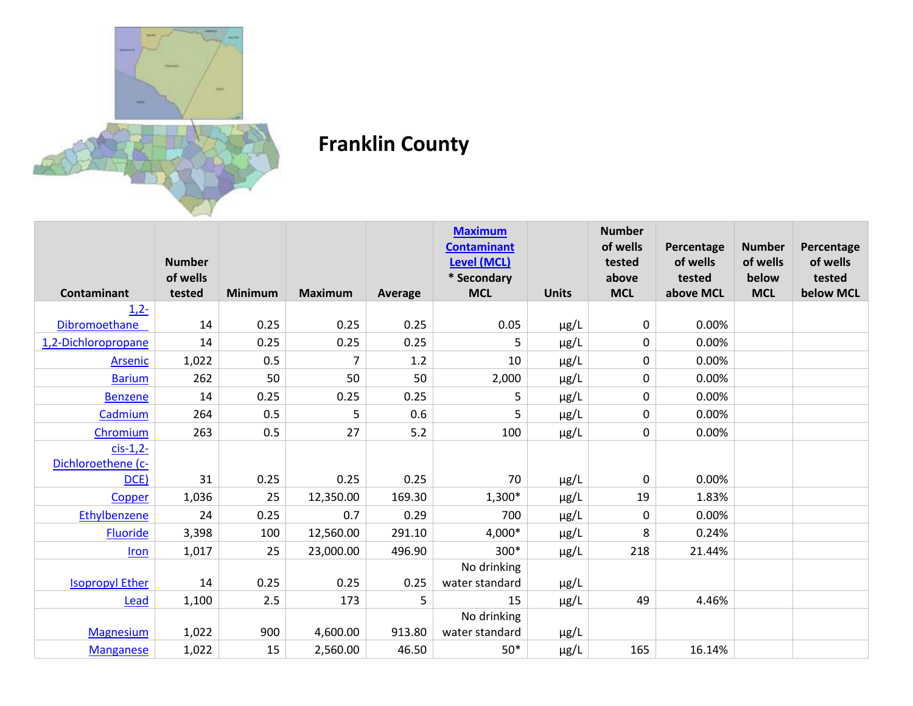# Franklin County

| Contaminant | Number of wells tested | Minimum | Maximum | Average | Maximum Contaminant Level (MCL) * Secondary MCL | Units | Number of wells tested above MCL | Percentage of wells tested above MCL | Number of wells below MCL | Percentage of wells tested below MCL |
|---|---|---|---|---|---|---|---|---|---|---|
| 1,2-Dibromoethane | 14 | 0.25 | 0.25 | 0.25 | 0.05 | µg/L | 0 | 0.00% | | |
| 1,2-Dichloropropane | 14 | 0.25 | 0.25 | 0.25 | 5 | µg/L | 0 | 0.00% | | |
| Arsenic | 1,022 | 0.5 | 7 | 1.2 | 10 | µg/L | 0 | 0.00% | | |
| Barium | 262 | 50 | 50 | 50 | 2,000 | µg/L | 0 | 0.00% | | |
| Benzene | 14 | 0.25 | 0.25 | 0.25 | 5 | µg/L | 0 | 0.00% | | |
| Cadmium | 264 | 0.5 | 5 | 0.6 | 5 | µg/L | 0 | 0.00% | | |
| Chromium | 263 | 0.5 | 27 | 5.2 | 100 | µg/L | 0 | 0.00% | | |
| cis-1,2-Dichloroethene (c-DCE) | 31 | 0.25 | 0.25 | 0.25 | 70 | µg/L | 0 | 0.00% | | |
| Copper | 1,036 | 25 | 12,350.00 | 169.30 | 1,300* | µg/L | 19 | 1.83% | | |
| Ethylbenzene | 24 | 0.25 | 0.7 | 0.29 | 700 | µg/L | 0 | 0.00% | | |
| Fluoride | 3,398 | 100 | 12,560.00 | 291.10 | 4,000* | µg/L | 8 | 0.24% | | |
| Iron | 1,017 | 25 | 23,000.00 | 496.90 | 300* | µg/L | 218 | 21.44% | | |
| Isopropyl Ether | 14 | 0.25 | 0.25 | 0.25 | No drinking water standard | µg/L | | | | |
| Lead | 1,100 | 2.5 | 173 | 5 | 15 | µg/L | 49 | 4.46% | | |
| Magnesium | 1,022 | 900 | 4,600.00 | 913.80 | No drinking water standard | µg/L | | | | |
| Manganese | 1,022 | 15 | 2,560.00 | 46.50 | 50* | µg/L | 165 | 16.14% | | |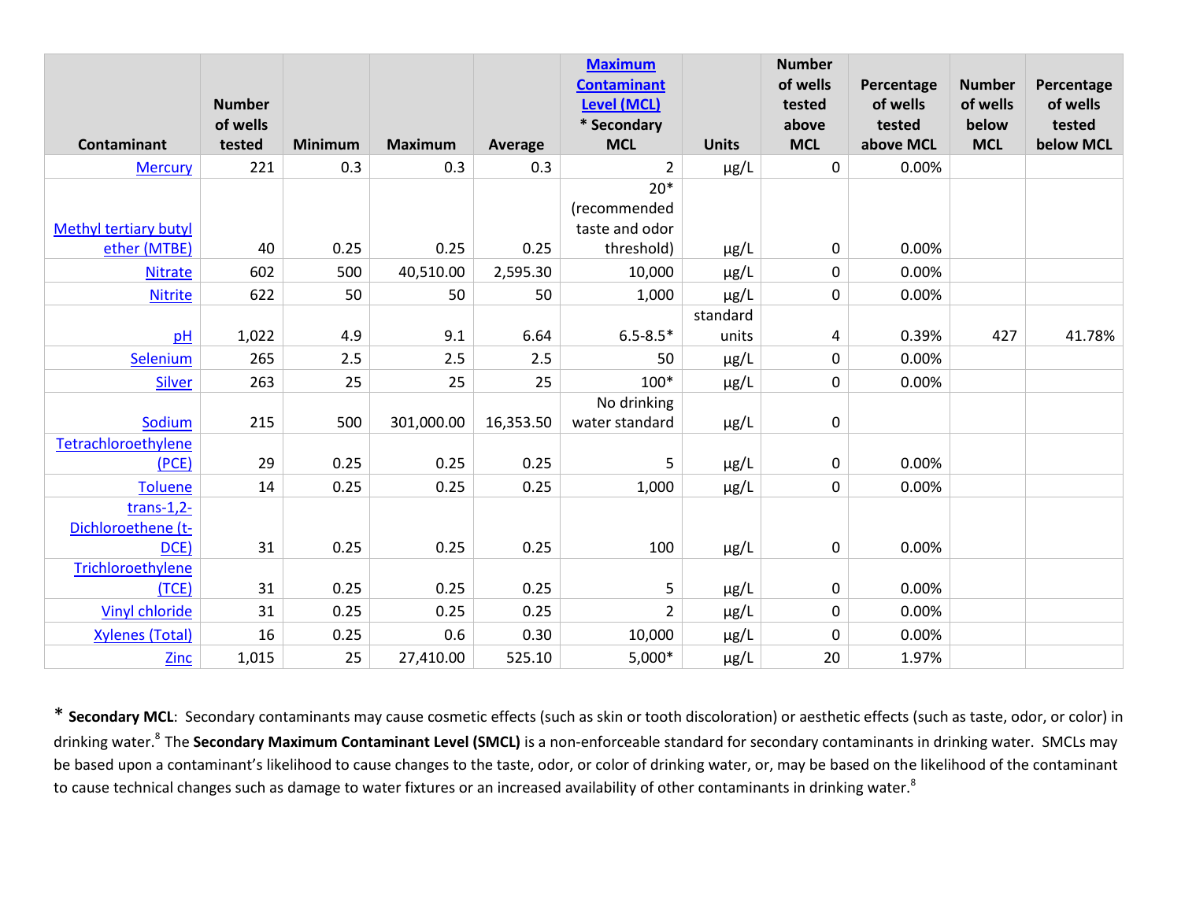| Contaminant | Number of wells tested | Minimum | Maximum | Average | Maximum Contaminant Level (MCL) * Secondary MCL | Units | Number of wells tested above MCL | Percentage of wells tested above MCL | Number of wells below MCL | Percentage of wells tested below MCL |
|---|---|---|---|---|---|---|---|---|---|---|
| Mercury | 221 | 0.3 | 0.3 | 0.3 | 2 | µg/L | 0 | 0.00% | | |
| Methyl tertiary butyl ether (MTBE) | 40 | 0.25 | 0.25 | 0.25 | 20* (recommended taste and odor threshold) | µg/L | 0 | 0.00% | | |
| Nitrate | 602 | 500 | 40,510.00 | 2,595.30 | 10,000 | µg/L | 0 | 0.00% | | |
| Nitrite | 622 | 50 | 50 | 50 | 1,000 | µg/L | 0 | 0.00% | | |
| pH | 1,022 | 4.9 | 9.1 | 6.64 | 6.5-8.5* | standard units | 4 | 0.39% | 427 | 41.78% |
| Selenium | 265 | 2.5 | 2.5 | 2.5 | 50 | µg/L | 0 | 0.00% | | |
| Silver | 263 | 25 | 25 | 25 | 100* | µg/L | 0 | 0.00% | | |
| Sodium | 215 | 500 | 301,000.00 | 16,353.50 | No drinking water standard | µg/L | 0 | | | |
| Tetrachloroethylene (PCE) | 29 | 0.25 | 0.25 | 0.25 | 5 | µg/L | 0 | 0.00% | | |
| Toluene | 14 | 0.25 | 0.25 | 0.25 | 1,000 | µg/L | 0 | 0.00% | | |
| trans-1,2-Dichloroethene (t-DCE) | 31 | 0.25 | 0.25 | 0.25 | 100 | µg/L | 0 | 0.00% | | |
| Trichloroethylene (TCE) | 31 | 0.25 | 0.25 | 0.25 | 5 | µg/L | 0 | 0.00% | | |
| Vinyl chloride | 31 | 0.25 | 0.25 | 0.25 | 2 | µg/L | 0 | 0.00% | | |
| Xylenes (Total) | 16 | 0.25 | 0.6 | 0.30 | 10,000 | µg/L | 0 | 0.00% | | |
| Zinc | 1,015 | 25 | 27,410.00 | 525.10 | 5,000* | µg/L | 20 | 1.97% | | |

* **Secondary MCL**: Secondary contaminants may cause cosmetic effects (such as skin or tooth discoloration) or aesthetic effects (such as taste, odor, or color) in drinking water.[8] The **Secondary Maximum Contaminant Level (SMCL)** is a non-enforceable standard for secondary contaminants in drinking water. SMCLs may be based upon a contaminant's likelihood to cause changes to the taste, odor, or color of drinking water, or, may be based on the likelihood of the contaminant to cause technical changes such as damage to water fixtures or an increased availability of other contaminants in drinking water.[8]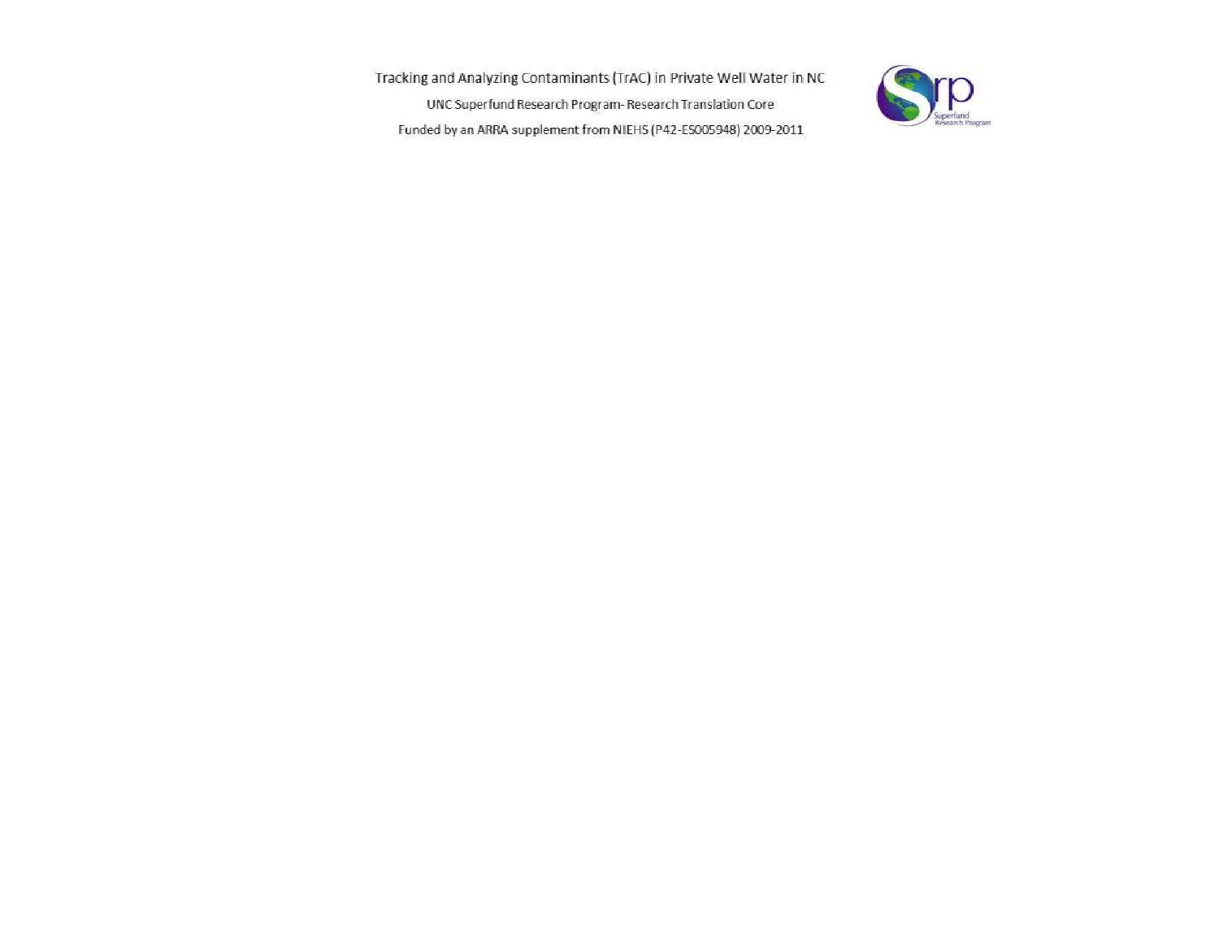Tracking and Analyzing Contaminants (TrAC) in Private Well Water in NC

UNC Superfund Research Program- Research Translation Core

Funded by an ARRA supplement from NIEHS (P42-ES005948) 2009-2011